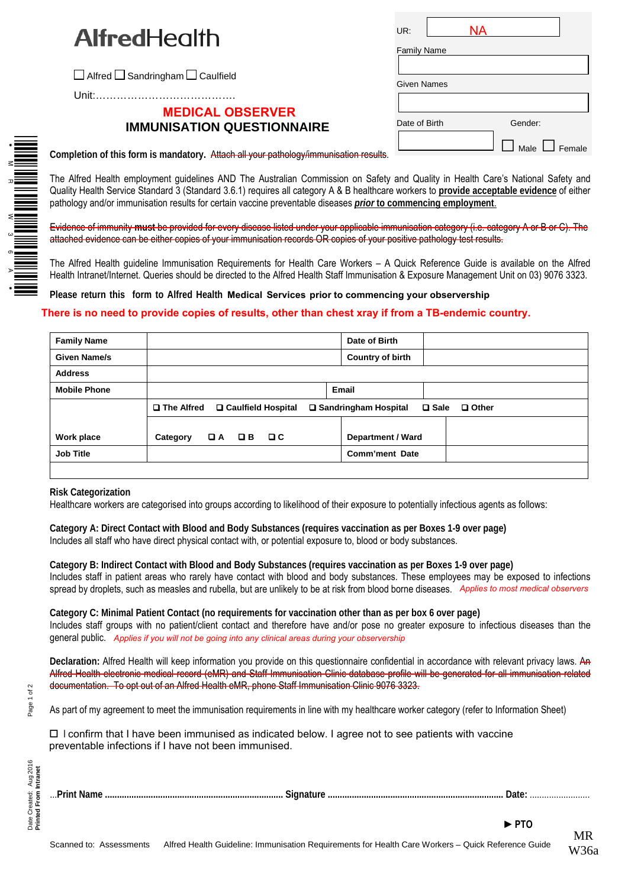# AlfredHealth

☐ Alfred ☐ Sandringham ☐ Caulfield

Unit:…………………………………..

| | |
|---|---|
| UR: | NA |
| Family Name | |
| Given Names | |
| Date of Birth | Gender: ☐ Male ☐ Female |

## MEDICAL OBSERVER
## IMMUNISATION QUESTIONNAIRE

**Completion of this form is mandatory.** ~~Attach all your pathology/immunisation results.~~

The Alfred Health employment guidelines AND The Australian Commission on Safety and Quality in Health Care's National Safety and Quality Health Service Standard 3 (Standard 3.6.1) requires all category A & B healthcare workers to **provide acceptable evidence** of either pathology and/or immunisation results for certain vaccine preventable diseases ***prior* to commencing employment**.

~~Evidence of immunity **must** be provided for every disease listed under your applicable immunisation category (i.e. category A or B or C). The attached evidence can be either copies of your immunisation records OR copies of your positive pathology test results.~~

The Alfred Health guideline Immunisation Requirements for Health Care Workers – A Quick Reference Guide is available on the Alfred Health Intranet/Internet. Queries should be directed to the Alfred Health Staff Immunisation & Exposure Management Unit on 03) 9076 3323.

**Please return this form to Alfred Health Medical Services prior to commencing your observership**

**There is no need to provide copies of results, other than chest xray if from a TB-endemic country.**

| **Family Name** | | **Date of Birth** | |
|---|---|---|---|
| **Given Name/s** | | **Country of birth** | |
| **Address** | | | |
| **Mobile Phone** | | **Email** | |
| **Work place** | ❑ The Alfred ❑ Caulfield Hospital ❑ Sandringham Hospital ❑ Sale ❑ Other<br>**Category** ❑ **A** ❑ **B** ❑ **C** | **Department / Ward** | |
| **Job Title** | | **Comm'ment Date** | |

**Risk Categorization**
Healthcare workers are categorised into groups according to likelihood of their exposure to potentially infectious agents as follows:

**Category A: Direct Contact with Blood and Body Substances (requires vaccination as per Boxes 1-9 over page)**
Includes all staff who have direct physical contact with, or potential exposure to, blood or body substances.

**Category B: Indirect Contact with Blood and Body Substances (requires vaccination as per Boxes 1-9 over page)**
Includes staff in patient areas who rarely have contact with blood and body substances. These employees may be exposed to infections spread by droplets, such as measles and rubella, but are unlikely to be at risk from blood borne diseases. *Applies to most medical observers*

**Category C: Minimal Patient Contact (no requirements for vaccination other than as per box 6 over page)**
Includes staff groups with no patient/client contact and therefore have and/or pose no greater exposure to infectious diseases than the general public. *Applies if you will not be going into any clinical areas during your observership*

**Declaration:** Alfred Health will keep information you provide on this questionnaire confidential in accordance with relevant privacy laws. ~~An Alfred Health electronic medical record (eMR) and Staff Immunisation Clinic database profile will be generated for all immunisation related documentation. To opt out of an Alfred Health eMR, phone Staff Immunisation Clinic 9076 3323.~~

As part of my agreement to meet the immunisation requirements in line with my healthcare worker category (refer to Information Sheet)

☐ I confirm that I have been immunised as indicated below. I agree not to see patients with vaccine preventable infections if I have not been immunised.

…**Print Name** ........................................................................ **Signature** ........................................................................ **Date:** ........................

► **PTO**

Scanned to: Assessments Alfred Health Guideline: Immunisation Requirements for Health Care Workers – Quick Reference Guide

MR W36a

Date Created: Aug 2016
**Printed From Intranet**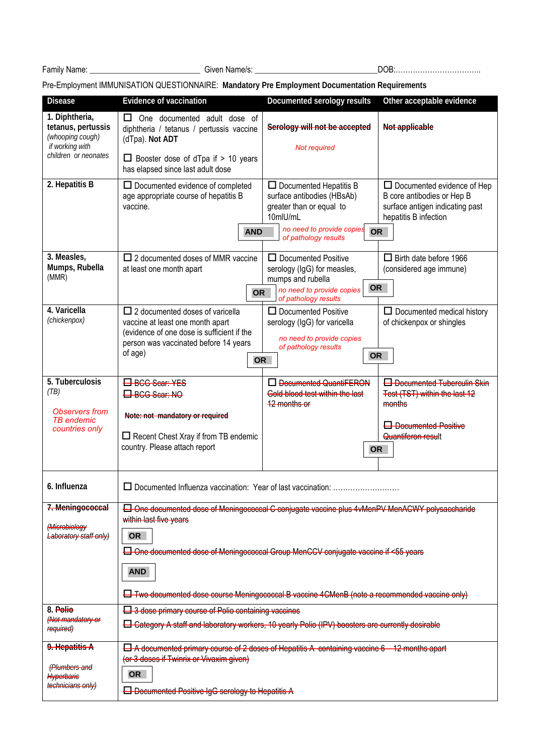Family Name: ___________________________ Given Name/s: ______________________________DOB:…………………………….

Pre-Employment IMMUNISATION QUESTIONNAIRE: **Mandatory Pre Employment Documentation Requirements**

| Disease | Evidence of vaccination | Documented serology results | Other acceptable evidence |
|---|---|---|---|
| **1. Diphtheria, tetanus, pertussis** *(whooping cough)* *if working with children or neonates* | ☐ One documented adult dose of diphtheria / tetanus / pertussis vaccine (dTpa). **Not ADT** ☐ Booster dose of dTpa if > 10 years has elapsed since last adult dose | ~~**Serology will not be accepted**~~ *Not required* | ~~**Not applicable**~~ |
| **2. Hepatitis B** | ☐ Documented evidence of completed age appropriate course of hepatitis B vaccine. **AND** | ☐ Documented Hepatitis B surface antibodies (HBsAb) greater than or equal to 10mIU/mL *no need to provide copies of pathology results* **OR** | ☐ Documented evidence of Hep B core antibodies or Hep B surface antigen indicating past hepatitis B infection |
| **3. Measles, Mumps, Rubella** (MMR) | ☐ 2 documented doses of MMR vaccine at least one month apart **OR** | ☐ Documented Positive serology (IgG) for measles, mumps and rubella *no need to provide copies of pathology results* **OR** | ☐ Birth date before 1966 (considered age immune) |
| **4. Varicella** *(chickenpox)* | ☐ 2 documented doses of varicella vaccine at least one month apart (evidence of one dose is sufficient if the person was vaccinated before 14 years of age) **OR** | ☐ Documented Positive serology (IgG) for varicella *no need to provide copies of pathology results* **OR** | ☐ Documented medical history of chickenpox or shingles |
| **5. Tuberculosis** *(TB)* *Observers from TB endemic countries only* | ~~☐ BCG Scar: YES~~ ~~☐ BCG Scar: NO~~ ~~**Note: not mandatory or required**~~ ☐ Recent Chest Xray if from TB endemic country. Please attach report | ~~☐ Documented QuantiFERON Gold blood test within the last 12 months or~~ | ~~☐ Documented Tuberculin Skin Test (TST) within the last 12 months~~ ~~☐ Documented Positive Quantiferon result~~ **OR** |
| **6. Influenza** | ☐ Documented Influenza vaccination: Year of last vaccination: ……………………… | | |
| ~~**7. Meningococcal**~~ ~~*(Microbiology Laboratory staff only)*~~ | ~~☐ One documented dose of Meningococcal C conjugate vaccine plus 4vMenPV MenACWY polysaccharide within last five years~~ **OR** ~~☐ One documented dose of Meningococcal Group MenCCV conjugate vaccine if <55 years~~ **AND** ~~☐ Two documented dose course Meningococcal B vaccine 4CMenB (note a recommended vaccine only)~~ | | |
| **8.** ~~**Polio**~~ ~~*(Not mandatory or required)*~~ | ~~☐ 3 dose primary course of Polio containing vaccines~~ ~~☐ Category A staff and laboratory workers, 10 yearly Polio (IPV) boosters are currently desirable~~ | | |
| ~~**9. Hepatitis A**~~ ~~*(Plumbers and Hyperbaric technicians only)*~~ | ~~☐ A documented primary course of 2 doses of Hepatitis A containing vaccine 6 – 12 months apart (or 3 doses if Twinrix or Vivaxim given)~~ **OR** ~~☐ Documented Positive IgG serology to Hepatitis A~~ | | |